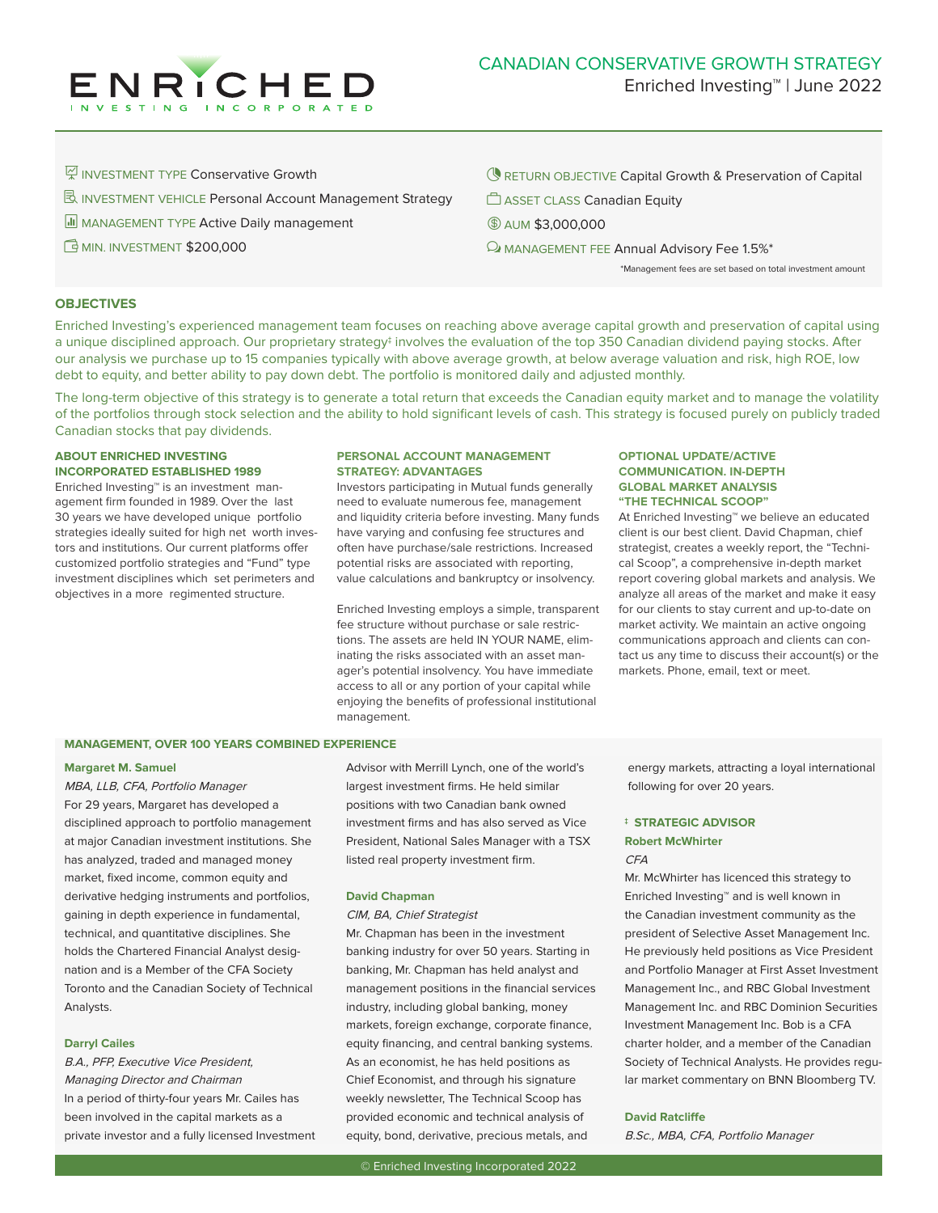ENRICHED
INVESTING INCORPORATED

# CANADIAN CONSERVATIVE GROWTH STRATEGY

Enriched Investing™ | June 2022

INVESTMENT TYPE Conservative Growth

INVESTMENT VEHICLE Personal Account Management Strategy

MANAGEMENT TYPE Active Daily management

MIN. INVESTMENT $200,000

RETURN OBJECTIVE Capital Growth & Preservation of Capital

ASSET CLASS Canadian Equity

AUM $3,000,000

MANAGEMENT FEE Annual Advisory Fee 1.5%*

*Management fees are set based on total investment amount

## OBJECTIVES

Enriched Investing's experienced management team focuses on reaching above average capital growth and preservation of capital using a unique disciplined approach. Our proprietary strategy‡ involves the evaluation of the top 350 Canadian dividend paying stocks. After our analysis we purchase up to 15 companies typically with above average growth, at below average valuation and risk, high ROE, low debt to equity, and better ability to pay down debt. The portfolio is monitored daily and adjusted monthly.

The long-term objective of this strategy is to generate a total return that exceeds the Canadian equity market and to manage the volatility of the portfolios through stock selection and the ability to hold significant levels of cash. This strategy is focused purely on publicly traded Canadian stocks that pay dividends.

### ABOUT ENRICHED INVESTING INCORPORATED ESTABLISHED 1989

Enriched Investing™ is an investment management firm founded in 1989. Over the last 30 years we have developed unique portfolio strategies ideally suited for high net worth investors and institutions. Our current platforms offer customized portfolio strategies and "Fund" type investment disciplines which set perimeters and objectives in a more regimented structure.

### PERSONAL ACCOUNT MANAGEMENT STRATEGY: ADVANTAGES

Investors participating in Mutual funds generally need to evaluate numerous fee, management and liquidity criteria before investing. Many funds have varying and confusing fee structures and often have purchase/sale restrictions. Increased potential risks are associated with reporting, value calculations and bankruptcy or insolvency.

Enriched Investing employs a simple, transparent fee structure without purchase or sale restrictions. The assets are held IN YOUR NAME, eliminating the risks associated with an asset manager's potential insolvency. You have immediate access to all or any portion of your capital while enjoying the benefits of professional institutional management.

### OPTIONAL UPDATE/ACTIVE COMMUNICATION. IN-DEPTH GLOBAL MARKET ANALYSIS "THE TECHNICAL SCOOP"

At Enriched Investing™ we believe an educated client is our best client. David Chapman, chief strategist, creates a weekly report, the "Technical Scoop", a comprehensive in-depth market report covering global markets and analysis. We analyze all areas of the market and make it easy for our clients to stay current and up-to-date on market activity. We maintain an active ongoing communications approach and clients can contact us any time to discuss their account(s) or the markets. Phone, email, text or meet.

### MANAGEMENT, OVER 100 YEARS COMBINED EXPERIENCE

**Margaret M. Samuel**

*MBA, LLB, CFA, Portfolio Manager*

For 29 years, Margaret has developed a disciplined approach to portfolio management at major Canadian investment institutions. She has analyzed, traded and managed money market, fixed income, common equity and derivative hedging instruments and portfolios, gaining in depth experience in fundamental, technical, and quantitative disciplines. She holds the Chartered Financial Analyst designation and is a Member of the CFA Society Toronto and the Canadian Society of Technical Analysts.

**Darryl Cailes**

*B.A., PFP, Executive Vice President, Managing Director and Chairman*

In a period of thirty-four years Mr. Cailes has been involved in the capital markets as a private investor and a fully licensed Investment Advisor with Merrill Lynch, one of the world's largest investment firms. He held similar positions with two Canadian bank owned investment firms and has also served as Vice President, National Sales Manager with a TSX listed real property investment firm.

**David Chapman**

*CIM, BA, Chief Strategist*

Mr. Chapman has been in the investment banking industry for over 50 years. Starting in banking, Mr. Chapman has held analyst and management positions in the financial services industry, including global banking, money markets, foreign exchange, corporate finance, equity financing, and central banking systems. As an economist, he has held positions as Chief Economist, and through his signature weekly newsletter, The Technical Scoop has provided economic and technical analysis of equity, bond, derivative, precious metals, and energy markets, attracting a loyal international following for over 20 years.

**‡ STRATEGIC ADVISOR**

**Robert McWhirter**

*CFA*

Mr. McWhirter has licenced this strategy to Enriched Investing™ and is well known in the Canadian investment community as the president of Selective Asset Management Inc. He previously held positions as Vice President and Portfolio Manager at First Asset Investment Management Inc., and RBC Global Investment Management Inc. and RBC Dominion Securities Investment Management Inc. Bob is a CFA charter holder, and a member of the Canadian Society of Technical Analysts. He provides regular market commentary on BNN Bloomberg TV.

**David Ratcliffe**

*B.Sc., MBA, CFA, Portfolio Manager*

© Enriched Investing Incorporated 2022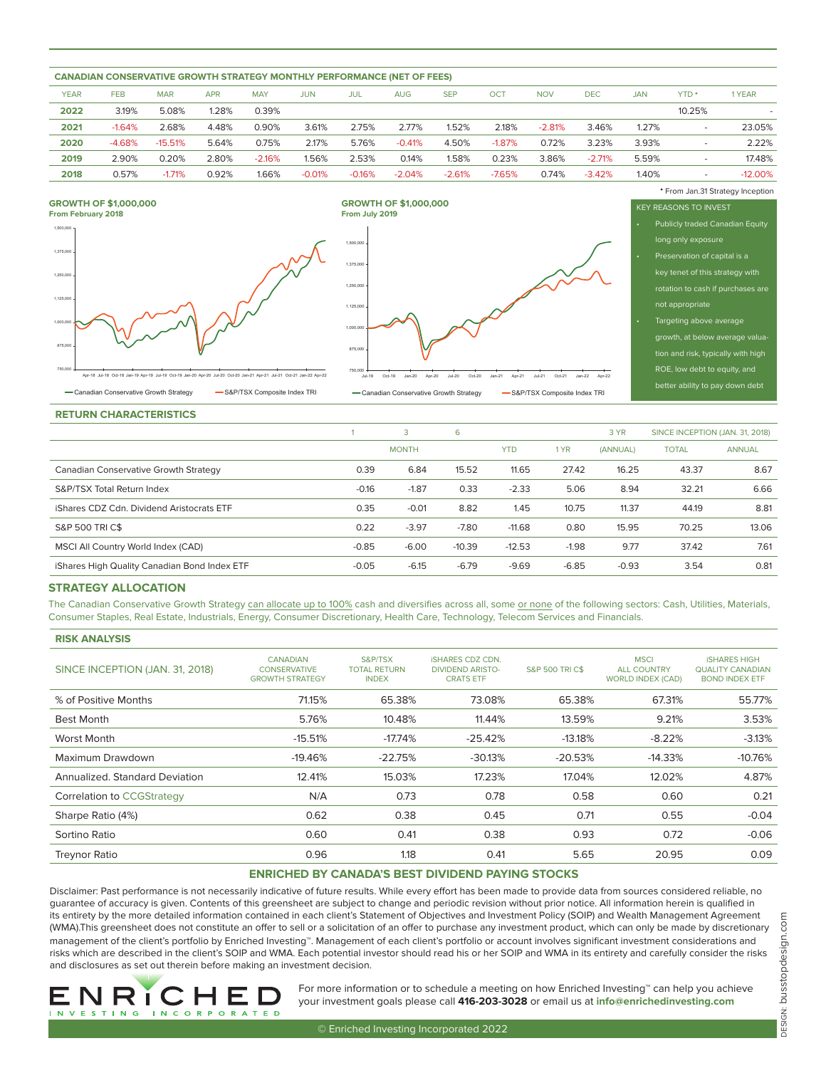## CANADIAN CONSERVATIVE GROWTH STRATEGY MONTHLY PERFORMANCE (NET OF FEES)

| YEAR | FEB | MAR | APR | MAY | JUN | JUL | AUG | SEP | OCT | NOV | DEC | JAN | YTD * | 1 YEAR |
|---|---|---|---|---|---|---|---|---|---|---|---|---|---|---|
| 2022 | 3.19% | 5.08% | 1.28% | 0.39% | | | | | | | | | 10.25% | - |
| 2021 | -1.64% | 2.68% | 4.48% | 0.90% | 3.61% | 2.75% | 2.77% | 1.52% | 2.18% | -2.81% | 3.46% | 1.27% | - | 23.05% |
| 2020 | -4.68% | -15.51% | 5.64% | 0.75% | 2.17% | 5.76% | -0.41% | 4.50% | -1.87% | 0.72% | 3.23% | 3.93% | - | 2.22% |
| 2019 | 2.90% | 0.20% | 2.80% | -2.16% | 1.56% | 2.53% | 0.14% | 1.58% | 0.23% | 3.86% | -2.71% | 5.59% | - | 17.48% |
| 2018 | 0.57% | -1.71% | 0.92% | 1.66% | -0.01% | -0.16% | -2.04% | -2.61% | -7.65% | 0.74% | -3.42% | 1.40% | - | -12.00% |

* From Jan.31 Strategy Inception

**GROWTH OF $1,000,000**
**From February 2018**

1,500,000
1,375,000
1,250,000
1,125,000
1,000,000
875,000
750,000

Apr-18 Jul-18 Oct-18 Jan-19 Apr-19 Jul-19 Oct-19 Jan-20 Apr-20 Jul-20 Oct-20 Jan-21 Apr-21 Jul-21 Oct-21 Jan-22 Apr-22

Canadian Conservative Growth Strategy — S&P/TSX Composite Index TRI

**GROWTH OF $1,000,000**
**From July 2019**

1,500,000
1,375,000
1,250,000
1,125,000
1,000,000
875,000
750,000

Jul-19 Oct-19 Jan-20 Apr-20 Jul-20 Oct-20 Jan-21 Apr-21 Jul-21 Oct-21 Jan-22 Apr-22

Canadian Conservative Growth Strategy — S&P/TSX Composite Index TRI

**KEY REASONS TO INVEST**

- Publicly traded Canadian Equity long only exposure
- Preservation of capital is a key tenet of this strategy with rotation to cash if purchases are not appropriate
- Targeting above average growth, at below average valuation and risk, typically with high ROE, low debt to equity, and better ability to pay down debt

## RETURN CHARACTERISTICS

| | 1 | 3 | 6 | | | 3 YR | SINCE INCEPTION (JAN. 31, 2018) | |
|---|---|---|---|---|---|---|---|---|
| | | MONTH | | YTD | 1 YR | (ANNUAL) | TOTAL | ANNUAL |
| Canadian Conservative Growth Strategy | 0.39 | 6.84 | 15.52 | 11.65 | 27.42 | 16.25 | 43.37 | 8.67 |
| S&P/TSX Total Return Index | -0.16 | -1.87 | 0.33 | -2.33 | 5.06 | 8.94 | 32.21 | 6.66 |
| iShares CDZ Cdn. Dividend Aristocrats ETF | 0.35 | -0.01 | 8.82 | 1.45 | 10.75 | 11.37 | 44.19 | 8.81 |
| S&P 500 TRI C$ | 0.22 | -3.97 | -7.80 | -11.68 | 0.80 | 15.95 | 70.25 | 13.06 |
| MSCI All Country World Index (CAD) | -0.85 | -6.00 | -10.39 | -12.53 | -1.98 | 9.77 | 37.42 | 7.61 |
| iShares High Quality Canadian Bond Index ETF | -0.05 | -6.15 | -6.79 | -9.69 | -6.85 | -0.93 | 3.54 | 0.81 |

## STRATEGY ALLOCATION

The Canadian Conservative Growth Strategy can allocate up to 100% cash and diversifies across all, some or none of the following sectors: Cash, Utilities, Materials, Consumer Staples, Real Estate, Industrials, Energy, Consumer Discretionary, Health Care, Technology, Telecom Services and Financials.

## RISK ANALYSIS

| SINCE INCEPTION (JAN. 31, 2018) | CANADIAN CONSERVATIVE GROWTH STRATEGY | S&P/TSX TOTAL RETURN INDEX | iSHARES CDZ CDN. DIVIDEND ARISTOCRATS ETF | S&P 500 TRI C$ | MSCI ALL COUNTRY WORLD INDEX (CAD) | iSHARES HIGH QUALITY CANADIAN BOND INDEX ETF |
|---|---|---|---|---|---|---|
| % of Positive Months | 71.15% | 65.38% | 73.08% | 65.38% | 67.31% | 55.77% |
| Best Month | 5.76% | 10.48% | 11.44% | 13.59% | 9.21% | 3.53% |
| Worst Month | -15.51% | -17.74% | -25.42% | -13.18% | -8.22% | -3.13% |
| Maximum Drawdown | -19.46% | -22.75% | -30.13% | -20.53% | -14.33% | -10.76% |
| Annualized. Standard Deviation | 12.41% | 15.03% | 17.23% | 17.04% | 12.02% | 4.87% |
| Correlation to CCGStrategy | N/A | 0.73 | 0.78 | 0.58 | 0.60 | 0.21 |
| Sharpe Ratio (4%) | 0.62 | 0.38 | 0.45 | 0.71 | 0.55 | -0.04 |
| Sortino Ratio | 0.60 | 0.41 | 0.38 | 0.93 | 0.72 | -0.06 |
| Treynor Ratio | 0.96 | 1.18 | 0.41 | 5.65 | 20.95 | 0.09 |

**ENRICHED BY CANADA'S BEST DIVIDEND PAYING STOCKS**

Disclaimer: Past performance is not necessarily indicative of future results. While every effort has been made to provide data from sources considered reliable, no guarantee of accuracy is given. Contents of this greensheet are subject to change and periodic revision without prior notice. All information herein is qualified in its entirety by the more detailed information contained in each client's Statement of Objectives and Investment Policy (SOIP) and Wealth Management Agreement (WMA).This greensheet does not constitute an offer to sell or a solicitation of an offer to purchase any investment product, which can only be made by discretionary management of the client's portfolio by Enriched Investing™. Management of each client's portfolio or account involves significant investment considerations and risks which are described in the client's SOIP and WMA. Each potential investor should read his or her SOIP and WMA in its entirety and carefully consider the risks and disclosures as set out therein before making an investment decision.

ENRICHED INVESTING INCORPORATED

For more information or to schedule a meeting on how Enriched Investing™ can help you achieve your investment goals please call **416-203-3028** or email us at **info@enrichedinvesting.com**

© Enriched Investing Incorporated 2022

DESIGN: busstopdesign.com